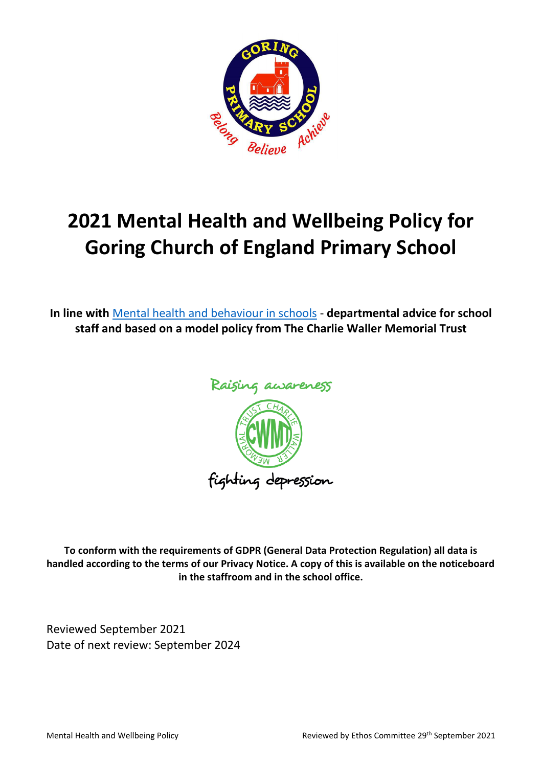# 2021 Mental Health and Wellbeing Policy for Goring Church of England Primary School

**In line with** Mental health and behaviour in schools - **departmental advice for school staff and based on a model policy from The Charlie Waller Memorial Trust**

**To conform with the requirements of GDPR (General Data Protection Regulation) all data is handled according to the terms of our Privacy Notice. A copy of this is available on the noticeboard in the staffroom and in the school office.**

Reviewed September 2021
Date of next review: September 2024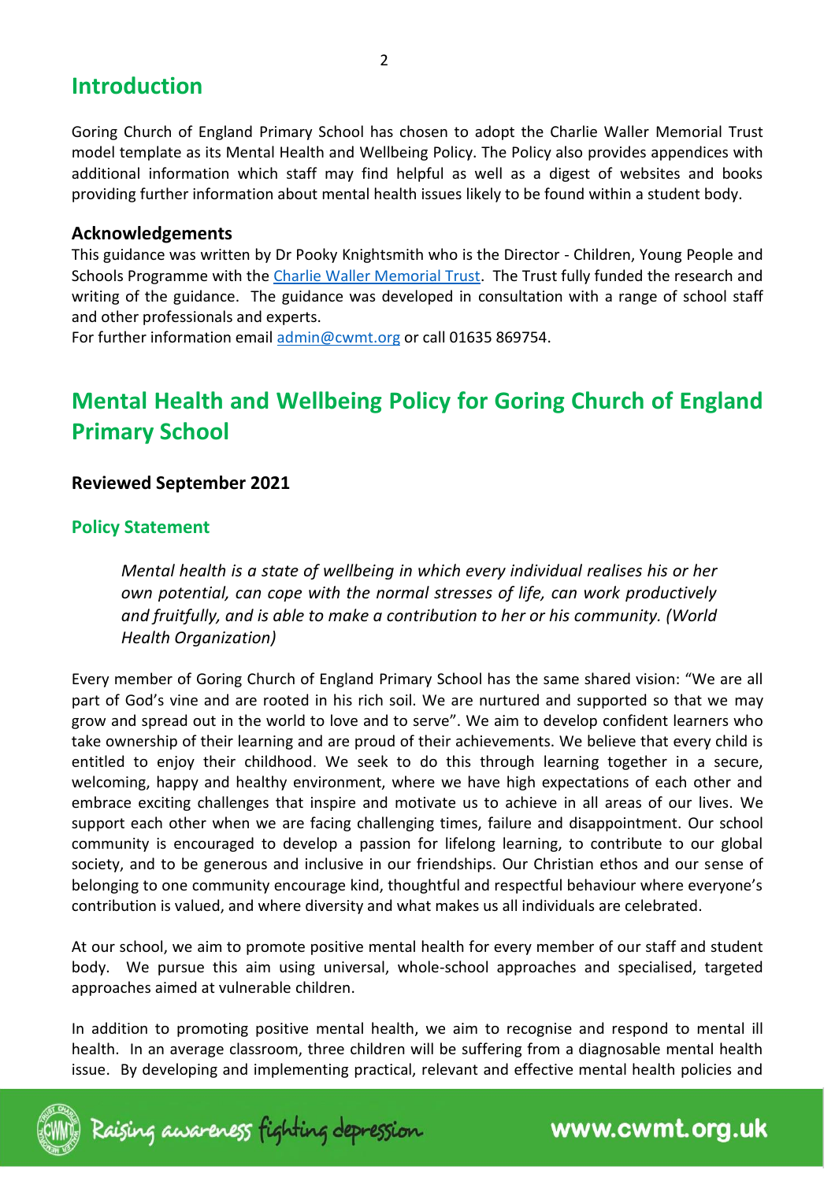## Introduction

Goring Church of England Primary School has chosen to adopt the Charlie Waller Memorial Trust model template as its Mental Health and Wellbeing Policy. The Policy also provides appendices with additional information which staff may find helpful as well as a digest of websites and books providing further information about mental health issues likely to be found within a student body.

### Acknowledgements

This guidance was written by Dr Pooky Knightsmith who is the Director - Children, Young People and Schools Programme with the Charlie Waller Memorial Trust. The Trust fully funded the research and writing of the guidance. The guidance was developed in consultation with a range of school staff and other professionals and experts.

For further information email admin@cwmt.org or call 01635 869754.

## Mental Health and Wellbeing Policy for Goring Church of England Primary School

**Reviewed September 2021**

### Policy Statement

> *Mental health is a state of wellbeing in which every individual realises his or her own potential, can cope with the normal stresses of life, can work productively and fruitfully, and is able to make a contribution to her or his community. (World Health Organization)*

Every member of Goring Church of England Primary School has the same shared vision: "We are all part of God's vine and are rooted in his rich soil. We are nurtured and supported so that we may grow and spread out in the world to love and to serve". We aim to develop confident learners who take ownership of their learning and are proud of their achievements. We believe that every child is entitled to enjoy their childhood. We seek to do this through learning together in a secure, welcoming, happy and healthy environment, where we have high expectations of each other and embrace exciting challenges that inspire and motivate us to achieve in all areas of our lives. We support each other when we are facing challenging times, failure and disappointment. Our school community is encouraged to develop a passion for lifelong learning, to contribute to our global society, and to be generous and inclusive in our friendships. Our Christian ethos and our sense of belonging to one community encourage kind, thoughtful and respectful behaviour where everyone's contribution is valued, and where diversity and what makes us all individuals are celebrated.

At our school, we aim to promote positive mental health for every member of our staff and student body. We pursue this aim using universal, whole-school approaches and specialised, targeted approaches aimed at vulnerable children.

In addition to promoting positive mental health, we aim to recognise and respond to mental ill health. In an average classroom, three children will be suffering from a diagnosable mental health issue. By developing and implementing practical, relevant and effective mental health policies and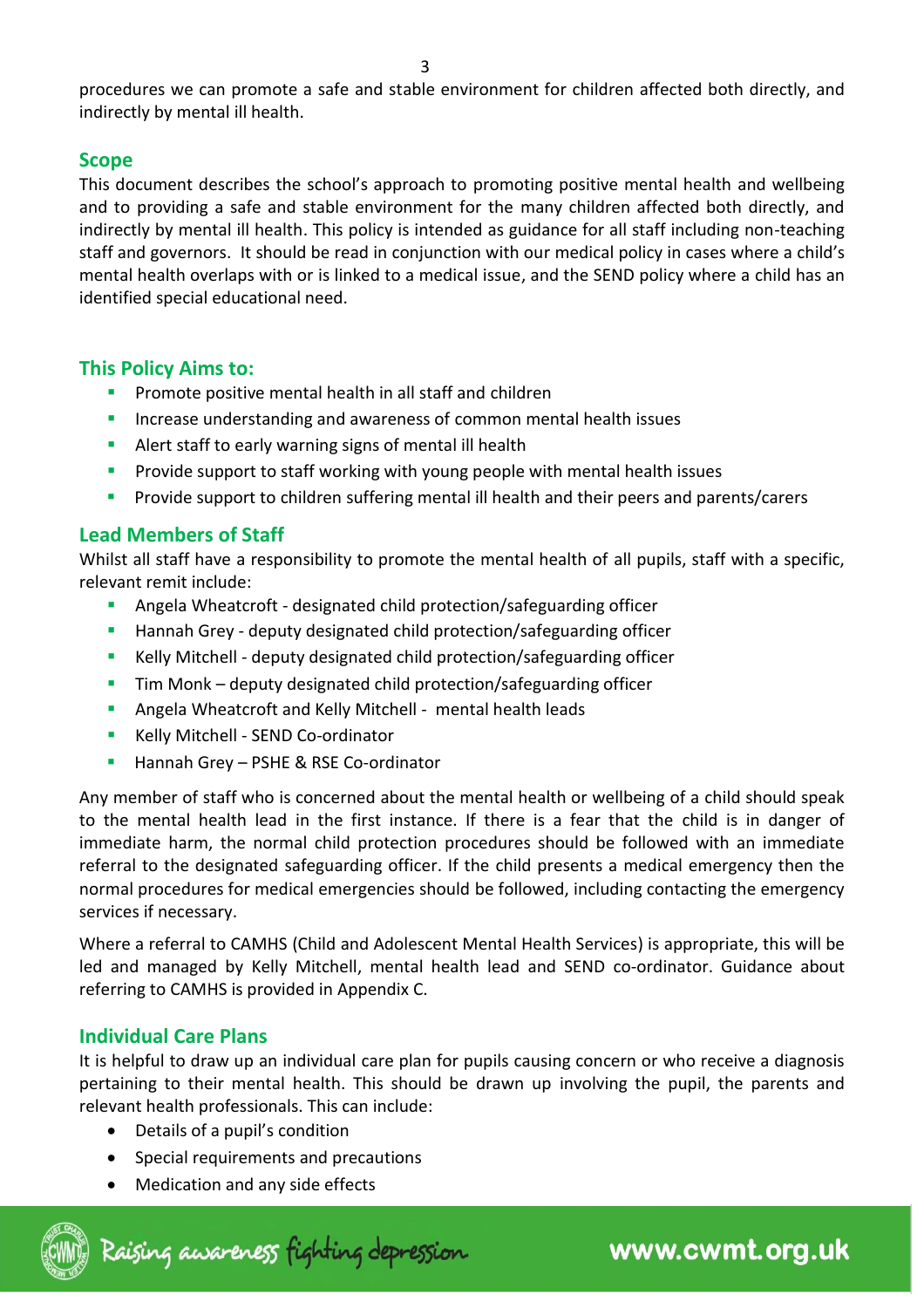procedures we can promote a safe and stable environment for children affected both directly, and indirectly by mental ill health.

## Scope

This document describes the school's approach to promoting positive mental health and wellbeing and to providing a safe and stable environment for the many children affected both directly, and indirectly by mental ill health. This policy is intended as guidance for all staff including non-teaching staff and governors. It should be read in conjunction with our medical policy in cases where a child's mental health overlaps with or is linked to a medical issue, and the SEND policy where a child has an identified special educational need.

## This Policy Aims to:

- Promote positive mental health in all staff and children
- Increase understanding and awareness of common mental health issues
- Alert staff to early warning signs of mental ill health
- Provide support to staff working with young people with mental health issues
- Provide support to children suffering mental ill health and their peers and parents/carers

## Lead Members of Staff

Whilst all staff have a responsibility to promote the mental health of all pupils, staff with a specific, relevant remit include:

- Angela Wheatcroft - designated child protection/safeguarding officer
- Hannah Grey - deputy designated child protection/safeguarding officer
- Kelly Mitchell - deputy designated child protection/safeguarding officer
- Tim Monk – deputy designated child protection/safeguarding officer
- Angela Wheatcroft and Kelly Mitchell - mental health leads
- Kelly Mitchell - SEND Co-ordinator
- Hannah Grey – PSHE & RSE Co-ordinator

Any member of staff who is concerned about the mental health or wellbeing of a child should speak to the mental health lead in the first instance. If there is a fear that the child is in danger of immediate harm, the normal child protection procedures should be followed with an immediate referral to the designated safeguarding officer. If the child presents a medical emergency then the normal procedures for medical emergencies should be followed, including contacting the emergency services if necessary.

Where a referral to CAMHS (Child and Adolescent Mental Health Services) is appropriate, this will be led and managed by Kelly Mitchell, mental health lead and SEND co-ordinator. Guidance about referring to CAMHS is provided in Appendix C.

## Individual Care Plans

It is helpful to draw up an individual care plan for pupils causing concern or who receive a diagnosis pertaining to their mental health. This should be drawn up involving the pupil, the parents and relevant health professionals. This can include:

- Details of a pupil's condition
- Special requirements and precautions
- Medication and any side effects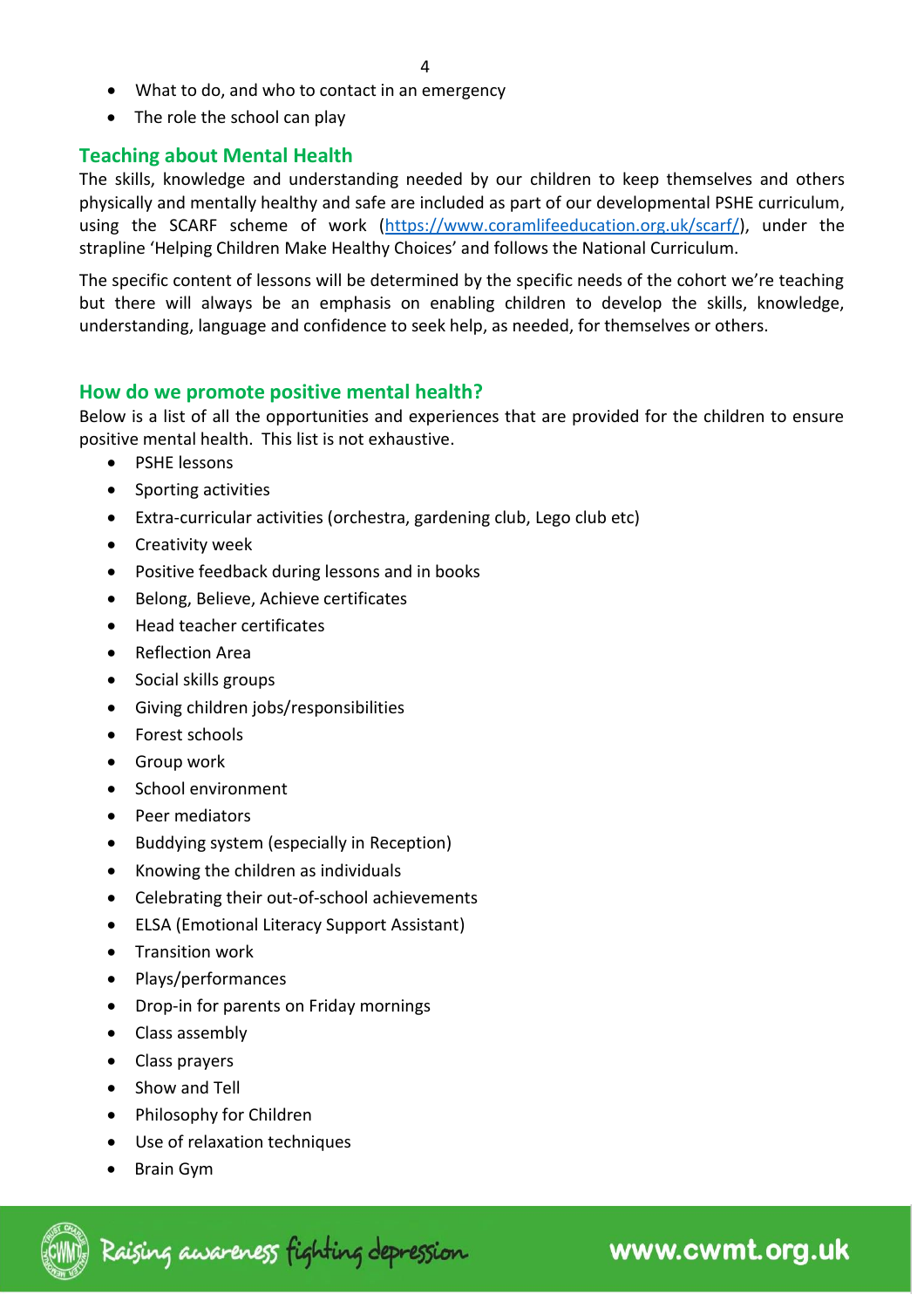- What to do, and who to contact in an emergency
- The role the school can play

## Teaching about Mental Health

The skills, knowledge and understanding needed by our children to keep themselves and others physically and mentally healthy and safe are included as part of our developmental PSHE curriculum, using the SCARF scheme of work (https://www.coramlifeeducation.org.uk/scarf/), under the strapline 'Helping Children Make Healthy Choices' and follows the National Curriculum.

The specific content of lessons will be determined by the specific needs of the cohort we're teaching but there will always be an emphasis on enabling children to develop the skills, knowledge, understanding, language and confidence to seek help, as needed, for themselves or others.

## How do we promote positive mental health?

Below is a list of all the opportunities and experiences that are provided for the children to ensure positive mental health. This list is not exhaustive.

- PSHE lessons
- Sporting activities
- Extra-curricular activities (orchestra, gardening club, Lego club etc)
- Creativity week
- Positive feedback during lessons and in books
- Belong, Believe, Achieve certificates
- Head teacher certificates
- Reflection Area
- Social skills groups
- Giving children jobs/responsibilities
- Forest schools
- Group work
- School environment
- Peer mediators
- Buddying system (especially in Reception)
- Knowing the children as individuals
- Celebrating their out-of-school achievements
- ELSA (Emotional Literacy Support Assistant)
- Transition work
- Plays/performances
- Drop-in for parents on Friday mornings
- Class assembly
- Class prayers
- Show and Tell
- Philosophy for Children
- Use of relaxation techniques
- Brain Gym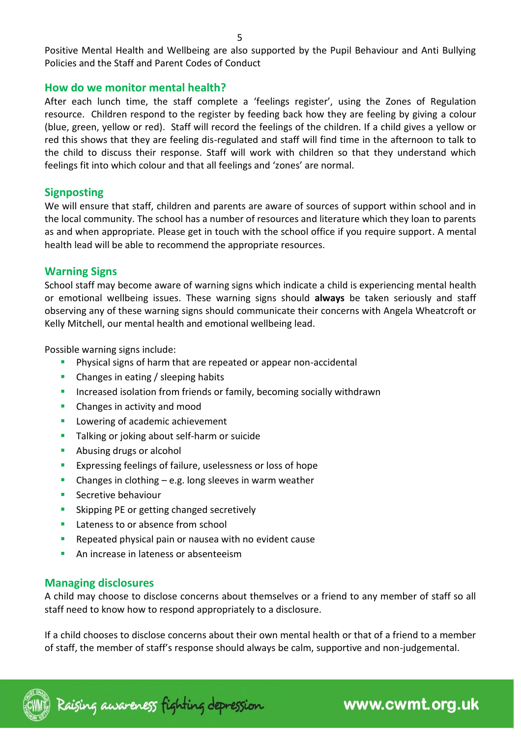Positive Mental Health and Wellbeing are also supported by the Pupil Behaviour and Anti Bullying Policies and the Staff and Parent Codes of Conduct

## How do we monitor mental health?

After each lunch time, the staff complete a 'feelings register', using the Zones of Regulation resource. Children respond to the register by feeding back how they are feeling by giving a colour (blue, green, yellow or red). Staff will record the feelings of the children. If a child gives a yellow or red this shows that they are feeling dis-regulated and staff will find time in the afternoon to talk to the child to discuss their response. Staff will work with children so that they understand which feelings fit into which colour and that all feelings and 'zones' are normal.

## Signposting

We will ensure that staff, children and parents are aware of sources of support within school and in the local community. The school has a number of resources and literature which they loan to parents as and when appropriate. Please get in touch with the school office if you require support. A mental health lead will be able to recommend the appropriate resources.

## Warning Signs

School staff may become aware of warning signs which indicate a child is experiencing mental health or emotional wellbeing issues. These warning signs should **always** be taken seriously and staff observing any of these warning signs should communicate their concerns with Angela Wheatcroft or Kelly Mitchell, our mental health and emotional wellbeing lead.

Possible warning signs include:

- Physical signs of harm that are repeated or appear non-accidental
- Changes in eating / sleeping habits
- Increased isolation from friends or family, becoming socially withdrawn
- Changes in activity and mood
- Lowering of academic achievement
- Talking or joking about self-harm or suicide
- Abusing drugs or alcohol
- Expressing feelings of failure, uselessness or loss of hope
- Changes in clothing – e.g. long sleeves in warm weather
- Secretive behaviour
- Skipping PE or getting changed secretively
- Lateness to or absence from school
- Repeated physical pain or nausea with no evident cause
- An increase in lateness or absenteeism

## Managing disclosures

A child may choose to disclose concerns about themselves or a friend to any member of staff so all staff need to know how to respond appropriately to a disclosure.

If a child chooses to disclose concerns about their own mental health or that of a friend to a member of staff, the member of staff's response should always be calm, supportive and non-judgemental.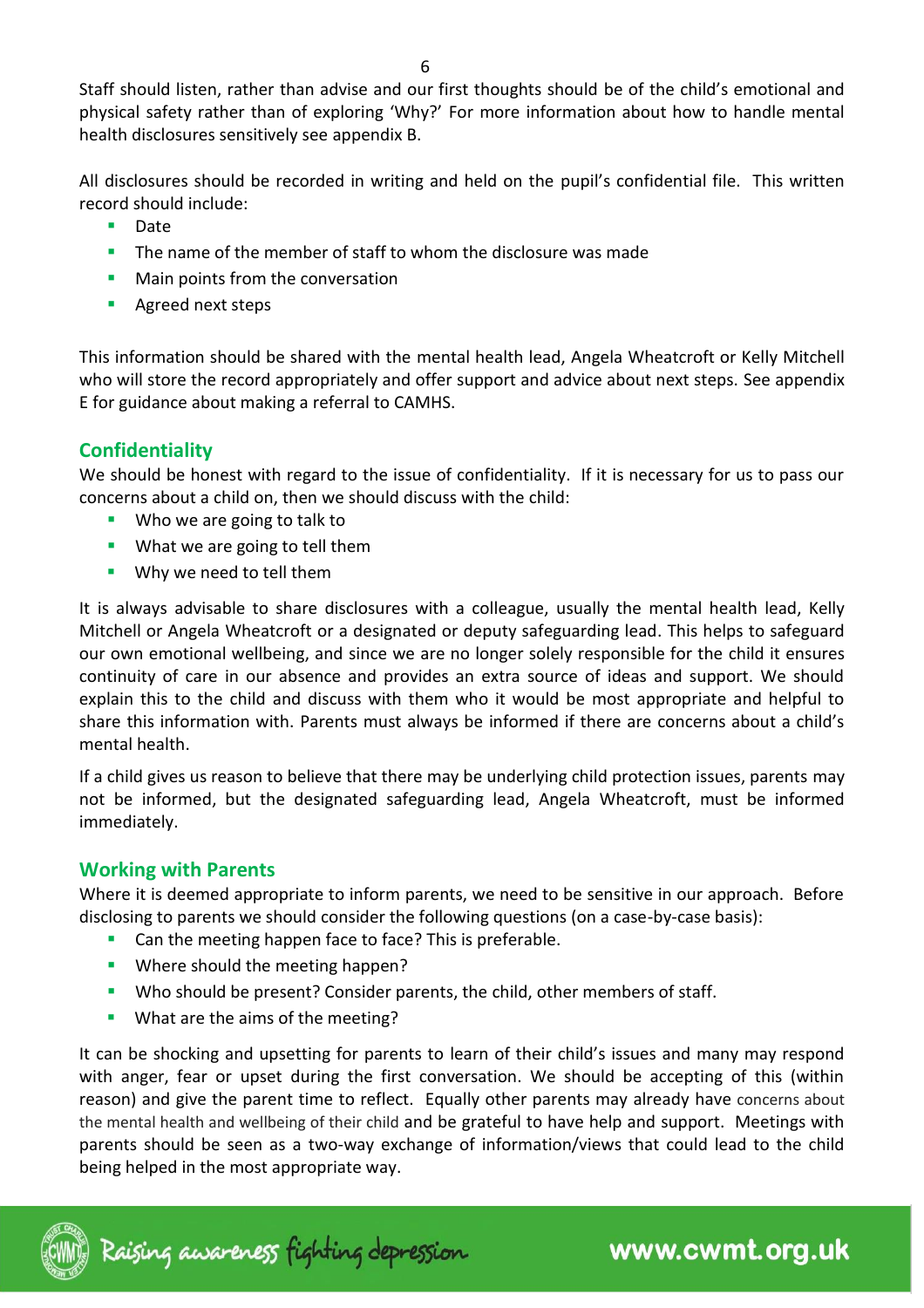Staff should listen, rather than advise and our first thoughts should be of the child's emotional and physical safety rather than of exploring 'Why?' For more information about how to handle mental health disclosures sensitively see appendix B.

All disclosures should be recorded in writing and held on the pupil's confidential file. This written record should include:

- Date
- The name of the member of staff to whom the disclosure was made
- Main points from the conversation
- Agreed next steps

This information should be shared with the mental health lead, Angela Wheatcroft or Kelly Mitchell who will store the record appropriately and offer support and advice about next steps. See appendix E for guidance about making a referral to CAMHS.

## Confidentiality

We should be honest with regard to the issue of confidentiality. If it is necessary for us to pass our concerns about a child on, then we should discuss with the child:

- Who we are going to talk to
- What we are going to tell them
- Why we need to tell them

It is always advisable to share disclosures with a colleague, usually the mental health lead, Kelly Mitchell or Angela Wheatcroft or a designated or deputy safeguarding lead. This helps to safeguard our own emotional wellbeing, and since we are no longer solely responsible for the child it ensures continuity of care in our absence and provides an extra source of ideas and support. We should explain this to the child and discuss with them who it would be most appropriate and helpful to share this information with. Parents must always be informed if there are concerns about a child's mental health.

If a child gives us reason to believe that there may be underlying child protection issues, parents may not be informed, but the designated safeguarding lead, Angela Wheatcroft, must be informed immediately.

## Working with Parents

Where it is deemed appropriate to inform parents, we need to be sensitive in our approach. Before disclosing to parents we should consider the following questions (on a case-by-case basis):

- Can the meeting happen face to face? This is preferable.
- Where should the meeting happen?
- Who should be present? Consider parents, the child, other members of staff.
- What are the aims of the meeting?

It can be shocking and upsetting for parents to learn of their child's issues and many may respond with anger, fear or upset during the first conversation. We should be accepting of this (within reason) and give the parent time to reflect. Equally other parents may already have concerns about the mental health and wellbeing of their child and be grateful to have help and support. Meetings with parents should be seen as a two-way exchange of information/views that could lead to the child being helped in the most appropriate way.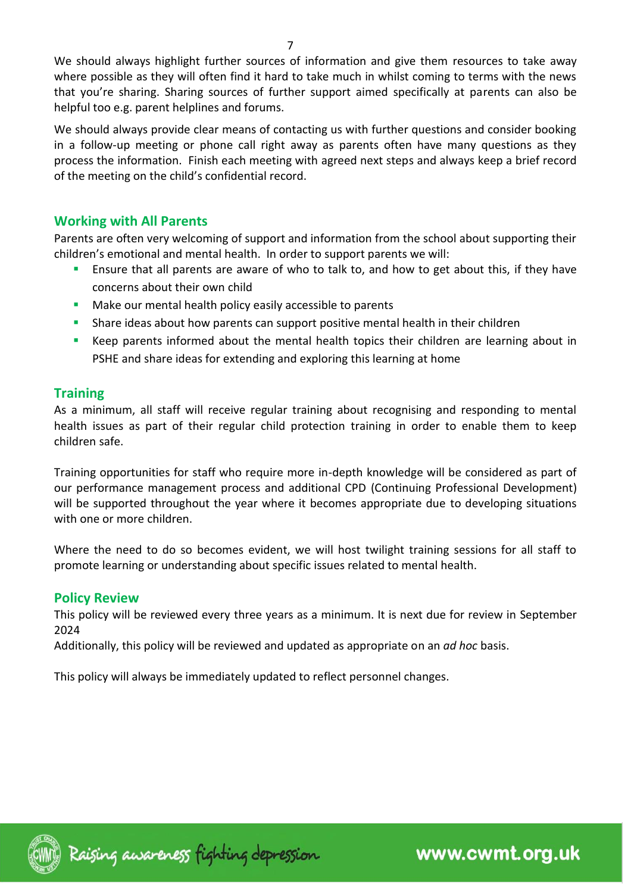We should always highlight further sources of information and give them resources to take away where possible as they will often find it hard to take much in whilst coming to terms with the news that you're sharing. Sharing sources of further support aimed specifically at parents can also be helpful too e.g. parent helplines and forums.

We should always provide clear means of contacting us with further questions and consider booking in a follow-up meeting or phone call right away as parents often have many questions as they process the information. Finish each meeting with agreed next steps and always keep a brief record of the meeting on the child's confidential record.

## Working with All Parents

Parents are often very welcoming of support and information from the school about supporting their children's emotional and mental health. In order to support parents we will:

- Ensure that all parents are aware of who to talk to, and how to get about this, if they have concerns about their own child
- Make our mental health policy easily accessible to parents
- Share ideas about how parents can support positive mental health in their children
- Keep parents informed about the mental health topics their children are learning about in PSHE and share ideas for extending and exploring this learning at home

## Training

As a minimum, all staff will receive regular training about recognising and responding to mental health issues as part of their regular child protection training in order to enable them to keep children safe.

Training opportunities for staff who require more in-depth knowledge will be considered as part of our performance management process and additional CPD (Continuing Professional Development) will be supported throughout the year where it becomes appropriate due to developing situations with one or more children.

Where the need to do so becomes evident, we will host twilight training sessions for all staff to promote learning or understanding about specific issues related to mental health.

## Policy Review

This policy will be reviewed every three years as a minimum. It is next due for review in September 2024

Additionally, this policy will be reviewed and updated as appropriate on an *ad hoc* basis.

This policy will always be immediately updated to reflect personnel changes.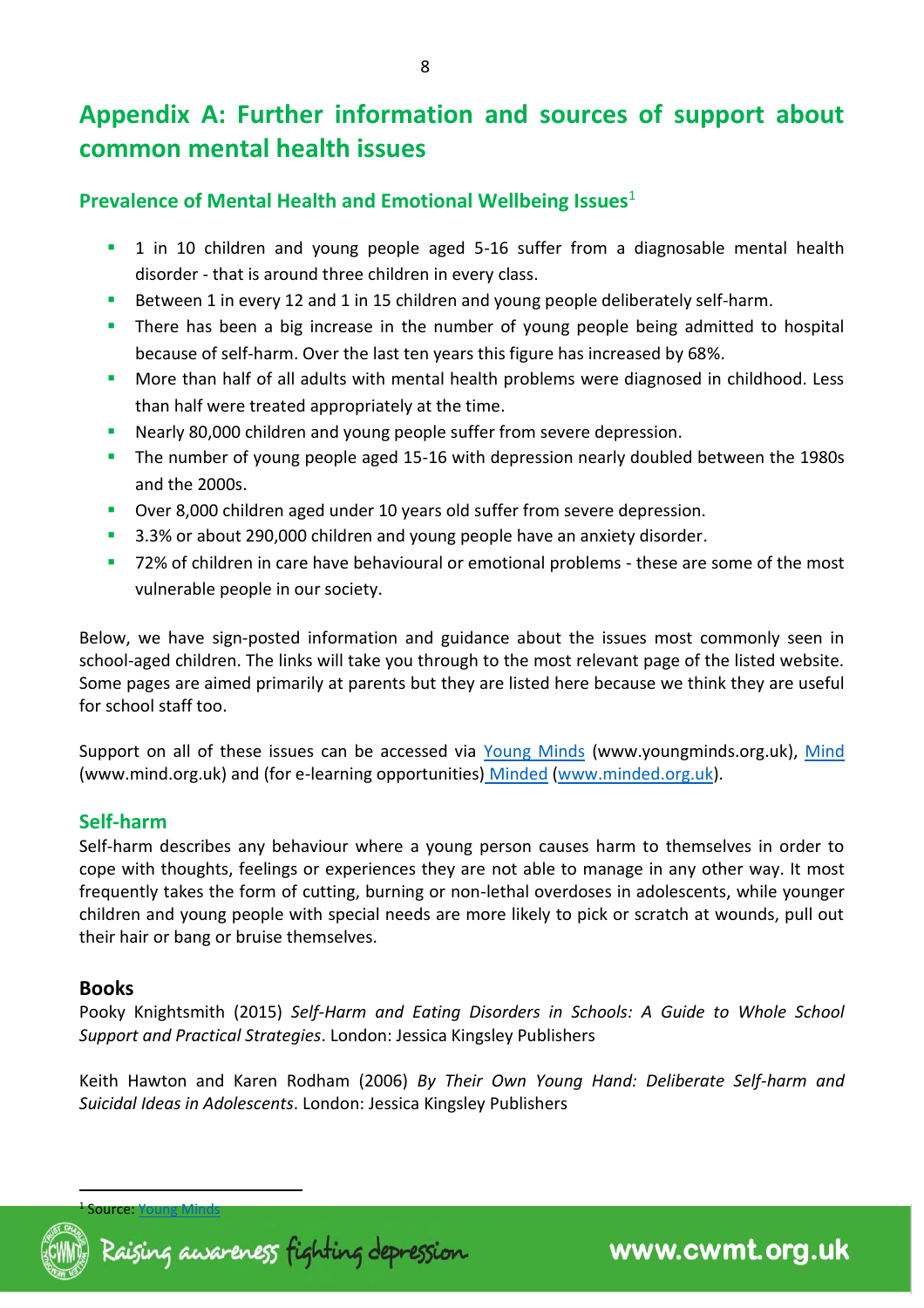# Appendix A: Further information and sources of support about common mental health issues

## Prevalence of Mental Health and Emotional Wellbeing Issues[1]

- 1 in 10 children and young people aged 5-16 suffer from a diagnosable mental health disorder - that is around three children in every class.
- Between 1 in every 12 and 1 in 15 children and young people deliberately self-harm.
- There has been a big increase in the number of young people being admitted to hospital because of self-harm. Over the last ten years this figure has increased by 68%.
- More than half of all adults with mental health problems were diagnosed in childhood. Less than half were treated appropriately at the time.
- Nearly 80,000 children and young people suffer from severe depression.
- The number of young people aged 15-16 with depression nearly doubled between the 1980s and the 2000s.
- Over 8,000 children aged under 10 years old suffer from severe depression.
- 3.3% or about 290,000 children and young people have an anxiety disorder.
- 72% of children in care have behavioural or emotional problems - these are some of the most vulnerable people in our society.

Below, we have sign-posted information and guidance about the issues most commonly seen in school-aged children. The links will take you through to the most relevant page of the listed website. Some pages are aimed primarily at parents but they are listed here because we think they are useful for school staff too.

Support on all of these issues can be accessed via Young Minds (www.youngminds.org.uk), Mind (www.mind.org.uk) and (for e-learning opportunities) Minded (www.minded.org.uk).

## Self-harm

Self-harm describes any behaviour where a young person causes harm to themselves in order to cope with thoughts, feelings or experiences they are not able to manage in any other way. It most frequently takes the form of cutting, burning or non-lethal overdoses in adolescents, while younger children and young people with special needs are more likely to pick or scratch at wounds, pull out their hair or bang or bruise themselves.

### Books

Pooky Knightsmith (2015) *Self-Harm and Eating Disorders in Schools: A Guide to Whole School Support and Practical Strategies*. London: Jessica Kingsley Publishers

Keith Hawton and Karen Rodham (2006) *By Their Own Young Hand: Deliberate Self-harm and Suicidal Ideas in Adolescents*. London: Jessica Kingsley Publishers

[1] Source: Young Minds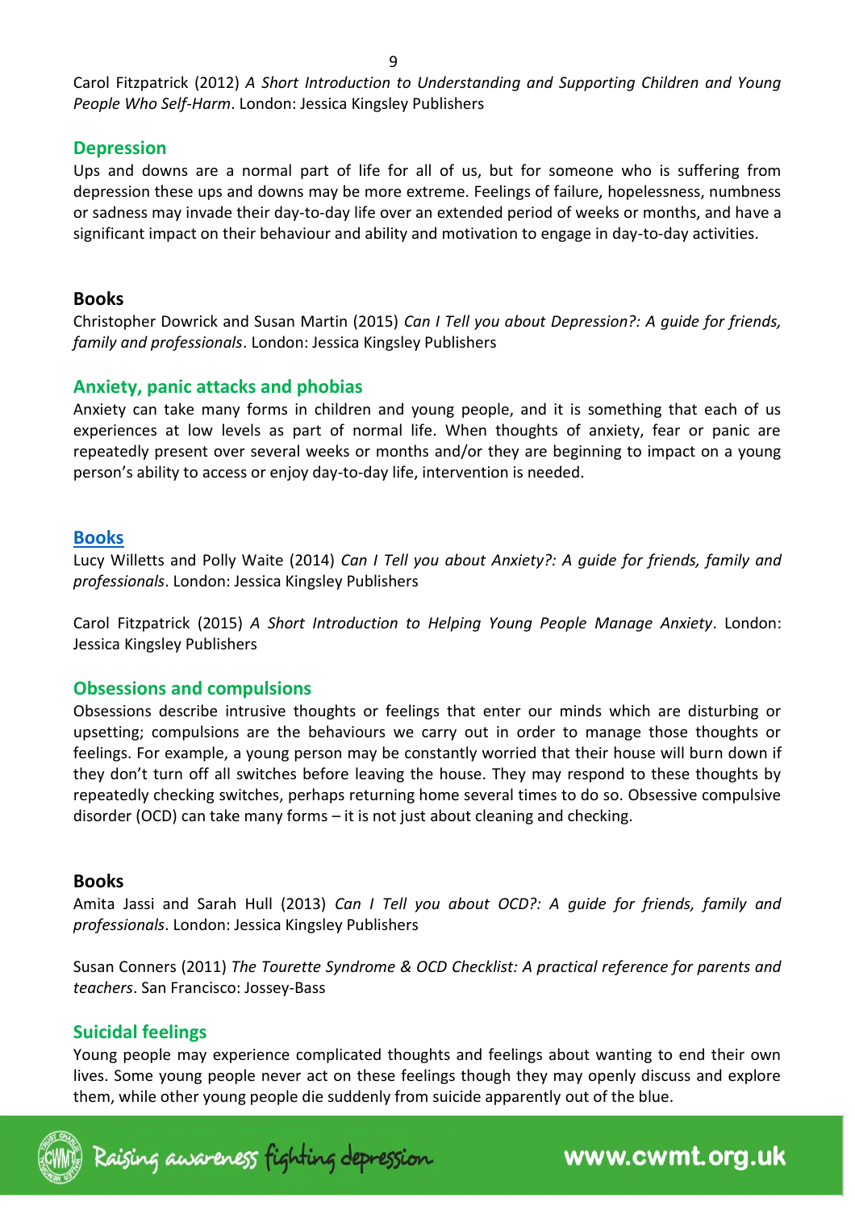Carol Fitzpatrick (2012) *A Short Introduction to Understanding and Supporting Children and Young People Who Self-Harm*. London: Jessica Kingsley Publishers

## Depression

Ups and downs are a normal part of life for all of us, but for someone who is suffering from depression these ups and downs may be more extreme. Feelings of failure, hopelessness, numbness or sadness may invade their day-to-day life over an extended period of weeks or months, and have a significant impact on their behaviour and ability and motivation to engage in day-to-day activities.

### Books

Christopher Dowrick and Susan Martin (2015) *Can I Tell you about Depression?: A guide for friends, family and professionals*. London: Jessica Kingsley Publishers

## Anxiety, panic attacks and phobias

Anxiety can take many forms in children and young people, and it is something that each of us experiences at low levels as part of normal life. When thoughts of anxiety, fear or panic are repeatedly present over several weeks or months and/or they are beginning to impact on a young person's ability to access or enjoy day-to-day life, intervention is needed.

### Books

Lucy Willetts and Polly Waite (2014) *Can I Tell you about Anxiety?: A guide for friends, family and professionals*. London: Jessica Kingsley Publishers

Carol Fitzpatrick (2015) *A Short Introduction to Helping Young People Manage Anxiety*. London: Jessica Kingsley Publishers

## Obsessions and compulsions

Obsessions describe intrusive thoughts or feelings that enter our minds which are disturbing or upsetting; compulsions are the behaviours we carry out in order to manage those thoughts or feelings. For example, a young person may be constantly worried that their house will burn down if they don't turn off all switches before leaving the house. They may respond to these thoughts by repeatedly checking switches, perhaps returning home several times to do so. Obsessive compulsive disorder (OCD) can take many forms – it is not just about cleaning and checking.

### Books

Amita Jassi and Sarah Hull (2013) *Can I Tell you about OCD?: A guide for friends, family and professionals*. London: Jessica Kingsley Publishers

Susan Conners (2011) *The Tourette Syndrome & OCD Checklist: A practical reference for parents and teachers*. San Francisco: Jossey-Bass

## Suicidal feelings

Young people may experience complicated thoughts and feelings about wanting to end their own lives. Some young people never act on these feelings though they may openly discuss and explore them, while other young people die suddenly from suicide apparently out of the blue.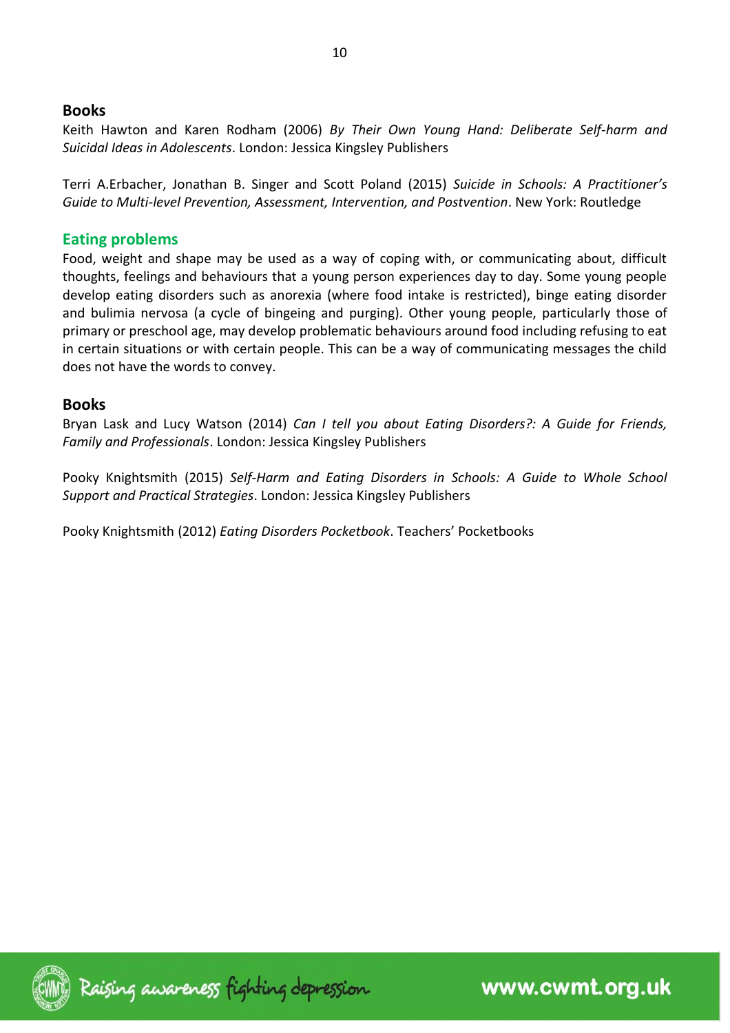## Books

Keith Hawton and Karen Rodham (2006) *By Their Own Young Hand: Deliberate Self-harm and Suicidal Ideas in Adolescents*. London: Jessica Kingsley Publishers

Terri A.Erbacher, Jonathan B. Singer and Scott Poland (2015) *Suicide in Schools: A Practitioner's Guide to Multi-level Prevention, Assessment, Intervention, and Postvention*. New York: Routledge

## Eating problems

Food, weight and shape may be used as a way of coping with, or communicating about, difficult thoughts, feelings and behaviours that a young person experiences day to day. Some young people develop eating disorders such as anorexia (where food intake is restricted), binge eating disorder and bulimia nervosa (a cycle of bingeing and purging). Other young people, particularly those of primary or preschool age, may develop problematic behaviours around food including refusing to eat in certain situations or with certain people. This can be a way of communicating messages the child does not have the words to convey.

## Books

Bryan Lask and Lucy Watson (2014) *Can I tell you about Eating Disorders?: A Guide for Friends, Family and Professionals*. London: Jessica Kingsley Publishers

Pooky Knightsmith (2015) *Self-Harm and Eating Disorders in Schools: A Guide to Whole School Support and Practical Strategies*. London: Jessica Kingsley Publishers

Pooky Knightsmith (2012) *Eating Disorders Pocketbook*. Teachers' Pocketbooks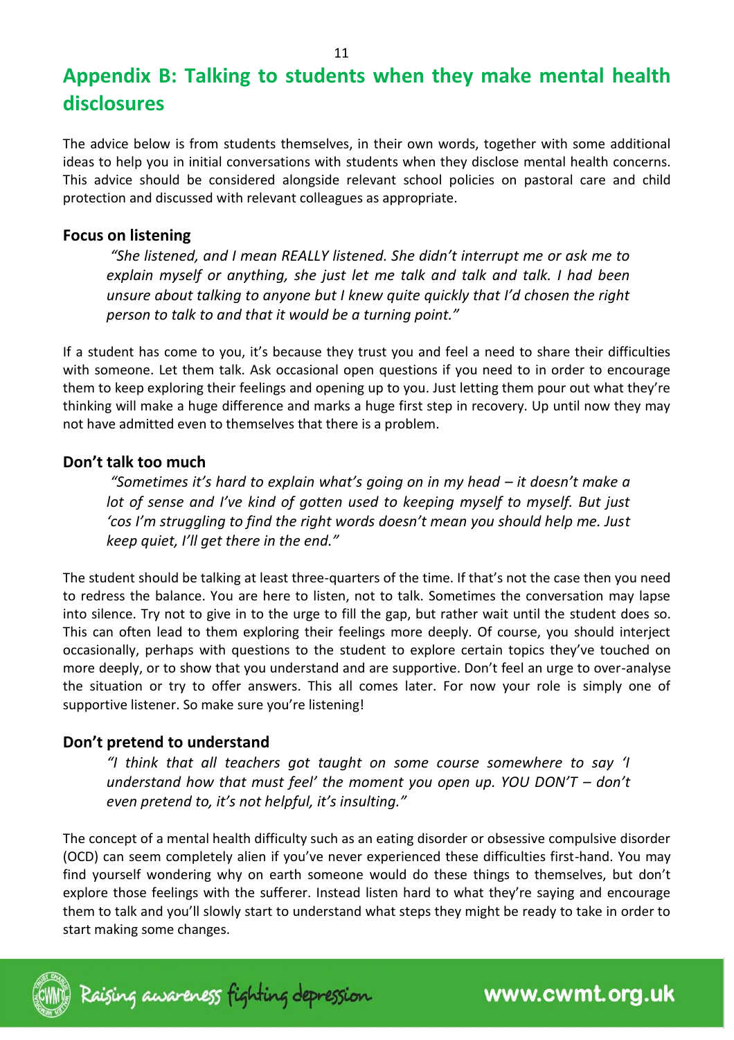# Appendix B: Talking to students when they make mental health disclosures

The advice below is from students themselves, in their own words, together with some additional ideas to help you in initial conversations with students when they disclose mental health concerns. This advice should be considered alongside relevant school policies on pastoral care and child protection and discussed with relevant colleagues as appropriate.

## Focus on listening

> *"She listened, and I mean REALLY listened. She didn't interrupt me or ask me to explain myself or anything, she just let me talk and talk and talk. I had been unsure about talking to anyone but I knew quite quickly that I'd chosen the right person to talk to and that it would be a turning point."*

If a student has come to you, it's because they trust you and feel a need to share their difficulties with someone. Let them talk. Ask occasional open questions if you need to in order to encourage them to keep exploring their feelings and opening up to you. Just letting them pour out what they're thinking will make a huge difference and marks a huge first step in recovery. Up until now they may not have admitted even to themselves that there is a problem.

## Don't talk too much

> *"Sometimes it's hard to explain what's going on in my head – it doesn't make a lot of sense and I've kind of gotten used to keeping myself to myself. But just 'cos I'm struggling to find the right words doesn't mean you should help me. Just keep quiet, I'll get there in the end."*

The student should be talking at least three-quarters of the time. If that's not the case then you need to redress the balance. You are here to listen, not to talk. Sometimes the conversation may lapse into silence. Try not to give in to the urge to fill the gap, but rather wait until the student does so. This can often lead to them exploring their feelings more deeply. Of course, you should interject occasionally, perhaps with questions to the student to explore certain topics they've touched on more deeply, or to show that you understand and are supportive. Don't feel an urge to over-analyse the situation or try to offer answers. This all comes later. For now your role is simply one of supportive listener. So make sure you're listening!

## Don't pretend to understand

> *"I think that all teachers got taught on some course somewhere to say 'I understand how that must feel' the moment you open up. YOU DON'T – don't even pretend to, it's not helpful, it's insulting."*

The concept of a mental health difficulty such as an eating disorder or obsessive compulsive disorder (OCD) can seem completely alien if you've never experienced these difficulties first-hand. You may find yourself wondering why on earth someone would do these things to themselves, but don't explore those feelings with the sufferer. Instead listen hard to what they're saying and encourage them to talk and you'll slowly start to understand what steps they might be ready to take in order to start making some changes.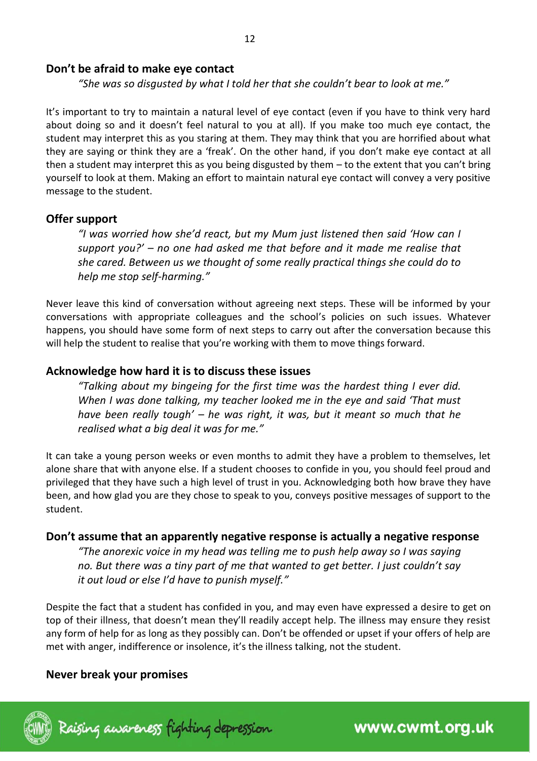## Don't be afraid to make eye contact

*"She was so disgusted by what I told her that she couldn't bear to look at me."*

It's important to try to maintain a natural level of eye contact (even if you have to think very hard about doing so and it doesn't feel natural to you at all). If you make too much eye contact, the student may interpret this as you staring at them. They may think that you are horrified about what they are saying or think they are a 'freak'. On the other hand, if you don't make eye contact at all then a student may interpret this as you being disgusted by them – to the extent that you can't bring yourself to look at them. Making an effort to maintain natural eye contact will convey a very positive message to the student.

## Offer support

*"I was worried how she'd react, but my Mum just listened then said 'How can I support you?' – no one had asked me that before and it made me realise that she cared. Between us we thought of some really practical things she could do to help me stop self-harming."*

Never leave this kind of conversation without agreeing next steps. These will be informed by your conversations with appropriate colleagues and the school's policies on such issues. Whatever happens, you should have some form of next steps to carry out after the conversation because this will help the student to realise that you're working with them to move things forward.

## Acknowledge how hard it is to discuss these issues

*"Talking about my bingeing for the first time was the hardest thing I ever did. When I was done talking, my teacher looked me in the eye and said 'That must have been really tough' – he was right, it was, but it meant so much that he realised what a big deal it was for me."*

It can take a young person weeks or even months to admit they have a problem to themselves, let alone share that with anyone else. If a student chooses to confide in you, you should feel proud and privileged that they have such a high level of trust in you. Acknowledging both how brave they have been, and how glad you are they chose to speak to you, conveys positive messages of support to the student.

## Don't assume that an apparently negative response is actually a negative response

*"The anorexic voice in my head was telling me to push help away so I was saying no. But there was a tiny part of me that wanted to get better. I just couldn't say it out loud or else I'd have to punish myself."*

Despite the fact that a student has confided in you, and may even have expressed a desire to get on top of their illness, that doesn't mean they'll readily accept help. The illness may ensure they resist any form of help for as long as they possibly can. Don't be offended or upset if your offers of help are met with anger, indifference or insolence, it's the illness talking, not the student.

## Never break your promises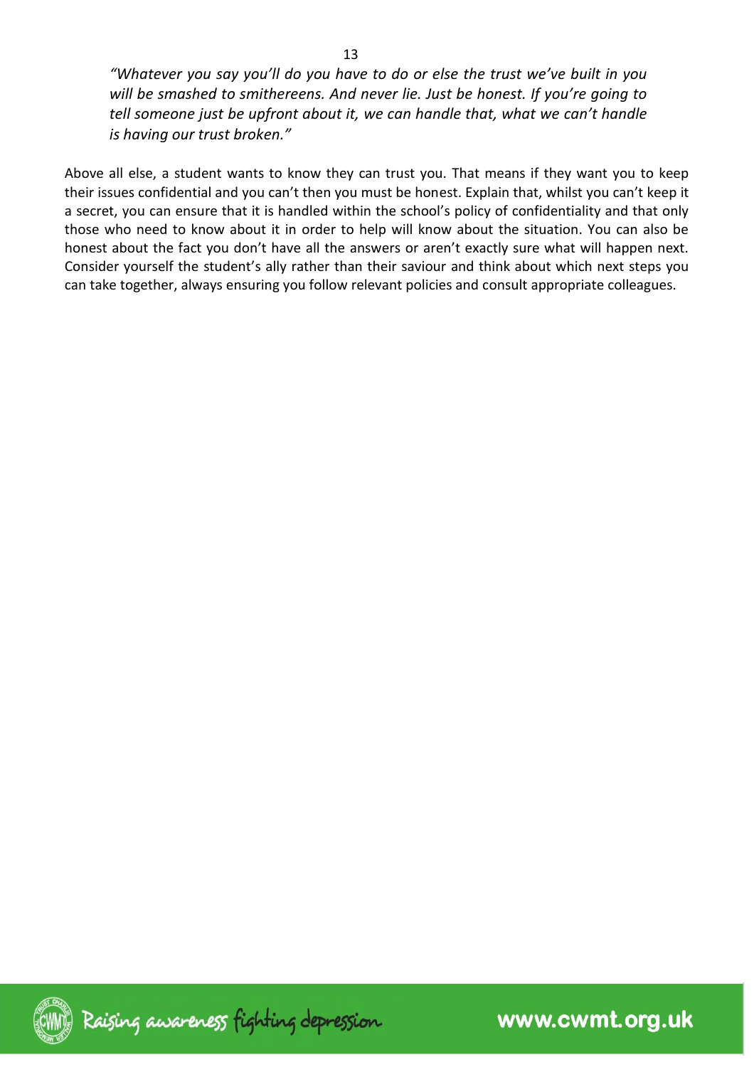*"Whatever you say you'll do you have to do or else the trust we've built in you will be smashed to smithereens. And never lie. Just be honest. If you're going to tell someone just be upfront about it, we can handle that, what we can't handle is having our trust broken."*

Above all else, a student wants to know they can trust you. That means if they want you to keep their issues confidential and you can't then you must be honest. Explain that, whilst you can't keep it a secret, you can ensure that it is handled within the school's policy of confidentiality and that only those who need to know about it in order to help will know about the situation. You can also be honest about the fact you don't have all the answers or aren't exactly sure what will happen next. Consider yourself the student's ally rather than their saviour and think about which next steps you can take together, always ensuring you follow relevant policies and consult appropriate colleagues.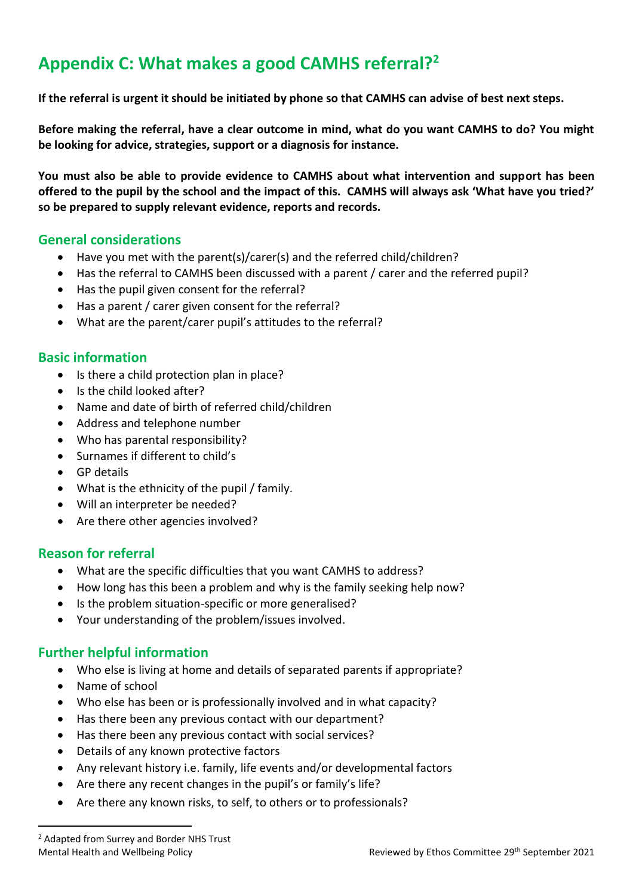# Appendix C: What makes a good CAMHS referral?[2]

**If the referral is urgent it should be initiated by phone so that CAMHS can advise of best next steps.**

**Before making the referral, have a clear outcome in mind, what do you want CAMHS to do? You might be looking for advice, strategies, support or a diagnosis for instance.**

**You must also be able to provide evidence to CAMHS about what intervention and support has been offered to the pupil by the school and the impact of this. CAMHS will always ask 'What have you tried?' so be prepared to supply relevant evidence, reports and records.**

## General considerations

- Have you met with the parent(s)/carer(s) and the referred child/children?
- Has the referral to CAMHS been discussed with a parent / carer and the referred pupil?
- Has the pupil given consent for the referral?
- Has a parent / carer given consent for the referral?
- What are the parent/carer pupil's attitudes to the referral?

## Basic information

- Is there a child protection plan in place?
- Is the child looked after?
- Name and date of birth of referred child/children
- Address and telephone number
- Who has parental responsibility?
- Surnames if different to child's
- GP details
- What is the ethnicity of the pupil / family.
- Will an interpreter be needed?
- Are there other agencies involved?

## Reason for referral

- What are the specific difficulties that you want CAMHS to address?
- How long has this been a problem and why is the family seeking help now?
- Is the problem situation-specific or more generalised?
- Your understanding of the problem/issues involved.

## Further helpful information

- Who else is living at home and details of separated parents if appropriate?
- Name of school
- Who else has been or is professionally involved and in what capacity?
- Has there been any previous contact with our department?
- Has there been any previous contact with social services?
- Details of any known protective factors
- Any relevant history i.e. family, life events and/or developmental factors
- Are there any recent changes in the pupil's or family's life?
- Are there any known risks, to self, to others or to professionals?

[2] Adapted from Surrey and Border NHS Trust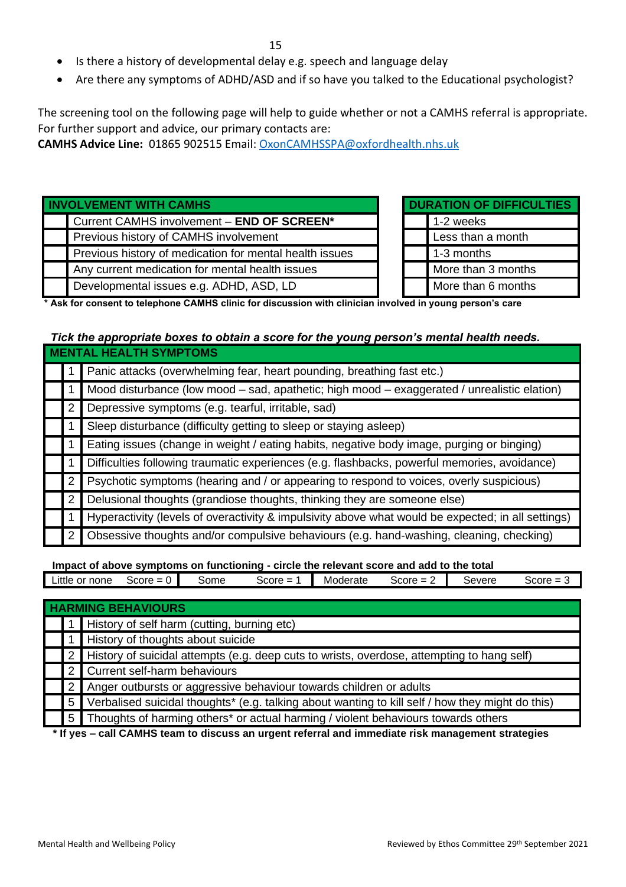- Is there a history of developmental delay e.g. speech and language delay
- Are there any symptoms of ADHD/ASD and if so have you talked to the Educational psychologist?

The screening tool on the following page will help to guide whether or not a CAMHS referral is appropriate. For further support and advice, our primary contacts are:
**CAMHS Advice Line:** 01865 902515 Email: OxonCAMHSSPA@oxfordhealth.nhs.uk

| | INVOLVEMENT WITH CAMHS |
|---|---|
| | Current CAMHS involvement – **END OF SCREEN*** |
| | Previous history of CAMHS involvement |
| | Previous history of medication for mental health issues |
| | Any current medication for mental health issues |
| | Developmental issues e.g. ADHD, ASD, LD |

| | DURATION OF DIFFICULTIES |
|---|---|
| | 1-2 weeks |
| | Less than a month |
| | 1-3 months |
| | More than 3 months |
| | More than 6 months |

**\* Ask for consent to telephone CAMHS clinic for discussion with clinician involved in young person's care**

***Tick the appropriate boxes to obtain a score for the young person's mental health needs.***

| | | MENTAL HEALTH SYMPTOMS |
|---|---|---|
| | 1 | Panic attacks (overwhelming fear, heart pounding, breathing fast etc.) |
| | 1 | Mood disturbance (low mood – sad, apathetic; high mood – exaggerated / unrealistic elation) |
| | 2 | Depressive symptoms (e.g. tearful, irritable, sad) |
| | 1 | Sleep disturbance (difficulty getting to sleep or staying asleep) |
| | 1 | Eating issues (change in weight / eating habits, negative body image, purging or binging) |
| | 1 | Difficulties following traumatic experiences (e.g. flashbacks, powerful memories, avoidance) |
| | 2 | Psychotic symptoms (hearing and / or appearing to respond to voices, overly suspicious) |
| | 2 | Delusional thoughts (grandiose thoughts, thinking they are someone else) |
| | 1 | Hyperactivity (levels of overactivity & impulsivity above what would be expected; in all settings) |
| | 2 | Obsessive thoughts and/or compulsive behaviours (e.g. hand-washing, cleaning, checking) |

**Impact of above symptoms on functioning - circle the relevant score and add to the total**

| Little or none | Score = 0 | Some | Score = 1 | Moderate | Score = 2 | Severe | Score = 3 |
|---|---|---|---|---|---|---|---|

| | | HARMING BEHAVIOURS |
|---|---|---|
| | 1 | History of self harm (cutting, burning etc) |
| | 1 | History of thoughts about suicide |
| | 2 | History of suicidal attempts (e.g. deep cuts to wrists, overdose, attempting to hang self) |
| | 2 | Current self-harm behaviours |
| | 2 | Anger outbursts or aggressive behaviour towards children or adults |
| | 5 | Verbalised suicidal thoughts* (e.g. talking about wanting to kill self / how they might do this) |
| | 5 | Thoughts of harming others* or actual harming / violent behaviours towards others |

**\* If yes – call CAMHS team to discuss an urgent referral and immediate risk management strategies**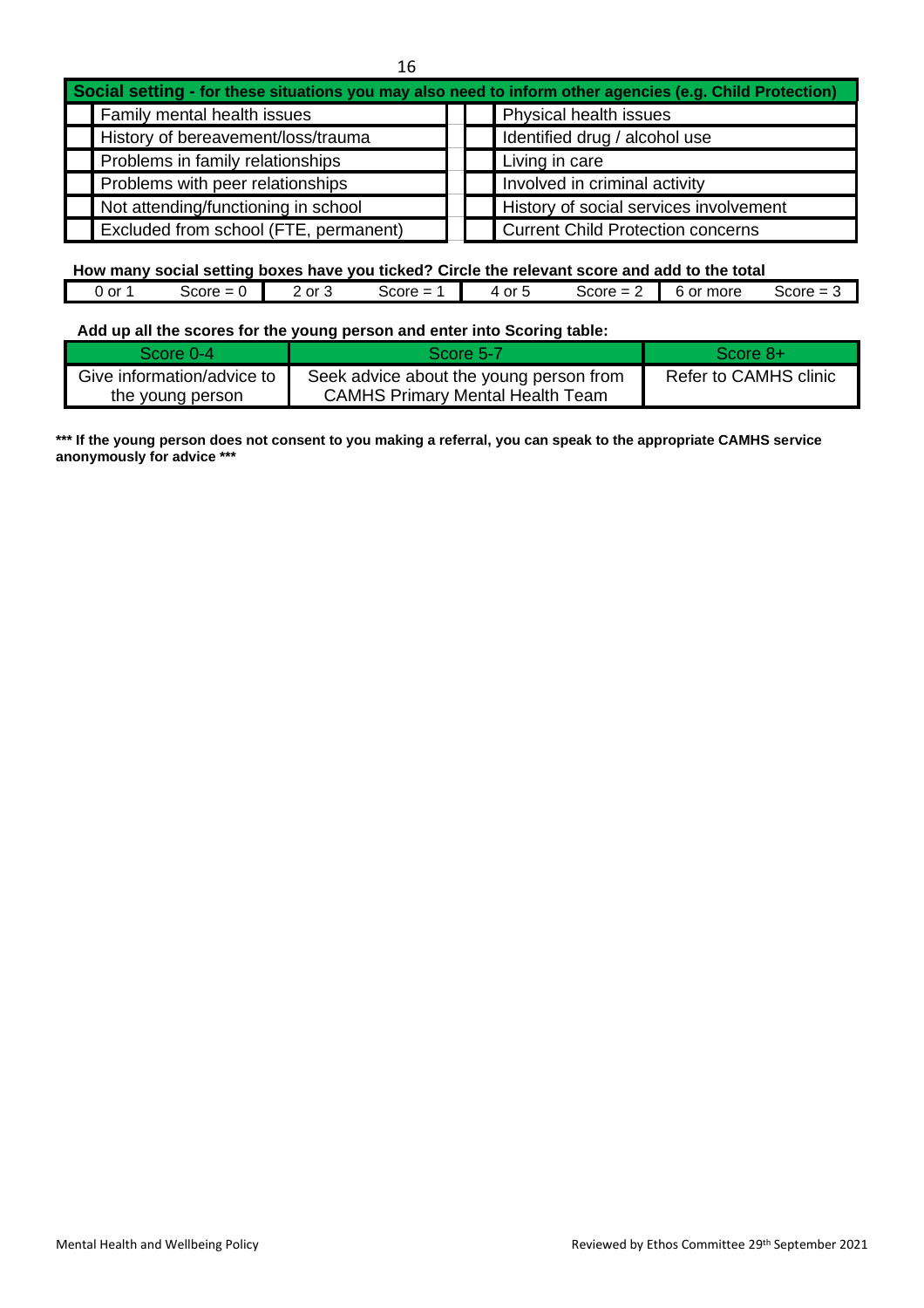| Social setting - for these situations you may also need to inform other agencies (e.g. Child Protection) | | | |
|---|---|---|---|
| | Family mental health issues | | Physical health issues |
| | History of bereavement/loss/trauma | | Identified drug / alcohol use |
| | Problems in family relationships | | Living in care |
| | Problems with peer relationships | | Involved in criminal activity |
| | Not attending/functioning in school | | History of social services involvement |
| | Excluded from school (FTE, permanent) | | Current Child Protection concerns |

**How many social setting boxes have you ticked? Circle the relevant score and add to the total**

| | | | | | | | |
|---|---|---|---|---|---|---|---|
| 0 or 1 | Score = 0 | 2 or 3 | Score = 1 | 4 or 5 | Score = 2 | 6 or more | Score = 3 |

**Add up all the scores for the young person and enter into Scoring table:**

| Score 0-4 | Score 5-7 | Score 8+ |
|---|---|---|
| Give information/advice to the young person | Seek advice about the young person from CAMHS Primary Mental Health Team | Refer to CAMHS clinic |

**\*\*\* If the young person does not consent to you making a referral, you can speak to the appropriate CAMHS service anonymously for advice \*\*\***